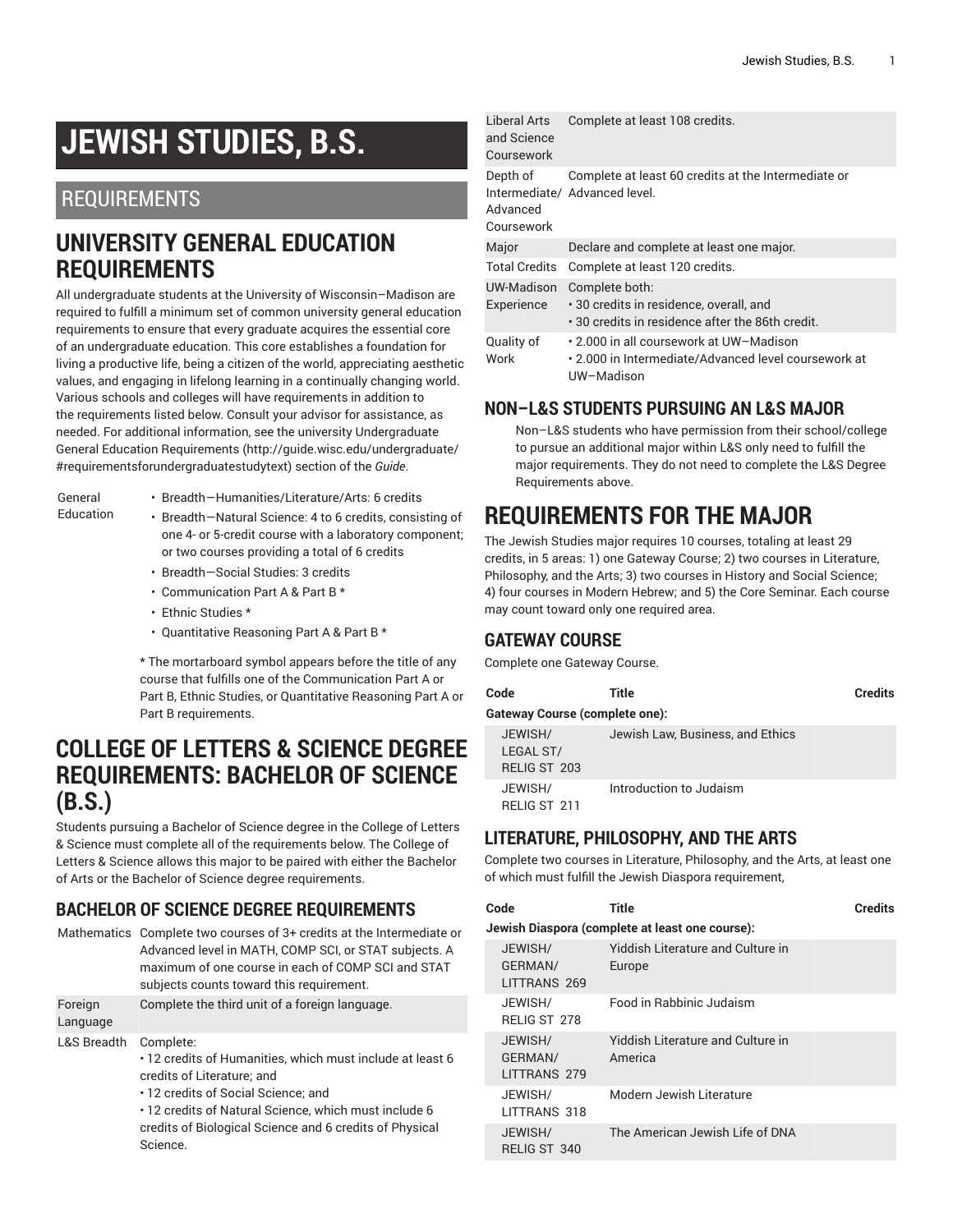# JEWISH STUDIES, B.S.

## REQUIREMENTS

## UNIVERSITY GENERAL EDUCATION REQUIREMENTS

All undergraduate students at the University of Wisconsin–Madison are required to fulfill a minimum set of common university general education requirements to ensure that every graduate acquires the essential core of an undergraduate education. This core establishes a foundation for living a productive life, being a citizen of the world, appreciating aesthetic values, and engaging in lifelong learning in a continually changing world. Various schools and colleges will have requirements in addition to the requirements listed below. Consult your advisor for assistance, as needed. For additional information, see the university Undergraduate General Education Requirements (http://guide.wisc.edu/undergraduate/#requirementsforundergraduatestudytext) section of the *Guide*.

| | |
|---|---|
| General Education | • Breadth—Humanities/Literature/Arts: 6 credits<br>• Breadth—Natural Science: 4 to 6 credits, consisting of one 4- or 5-credit course with a laboratory component; or two courses providing a total of 6 credits<br>• Breadth—Social Studies: 3 credits<br>• Communication Part A & Part B *<br>• Ethnic Studies *<br>• Quantitative Reasoning Part A & Part B *<br><br>* The mortarboard symbol appears before the title of any course that fulfills one of the Communication Part A or Part B, Ethnic Studies, or Quantitative Reasoning Part A or Part B requirements. |

## COLLEGE OF LETTERS & SCIENCE DEGREE REQUIREMENTS: BACHELOR OF SCIENCE (B.S.)

Students pursuing a Bachelor of Science degree in the College of Letters & Science must complete all of the requirements below. The College of Letters & Science allows this major to be paired with either the Bachelor of Arts or the Bachelor of Science degree requirements.

### BACHELOR OF SCIENCE DEGREE REQUIREMENTS

| | |
|---|---|
| Mathematics | Complete two courses of 3+ credits at the Intermediate or Advanced level in MATH, COMP SCI, or STAT subjects. A maximum of one course in each of COMP SCI and STAT subjects counts toward this requirement. |
| Foreign Language | Complete the third unit of a foreign language. |
| L&S Breadth | Complete:<br>• 12 credits of Humanities, which must include at least 6 credits of Literature; and<br>• 12 credits of Social Science; and<br>• 12 credits of Natural Science, which must include 6 credits of Biological Science and 6 credits of Physical Science. |
| Liberal Arts and Science Coursework | Complete at least 108 credits. |
| Depth of Intermediate/ Advanced Coursework | Complete at least 60 credits at the Intermediate or Advanced level. |
| Major | Declare and complete at least one major. |
| Total Credits | Complete at least 120 credits. |
| UW-Madison Experience | Complete both:<br>• 30 credits in residence, overall, and<br>• 30 credits in residence after the 86th credit. |
| Quality of Work | • 2.000 in all coursework at UW–Madison<br>• 2.000 in Intermediate/Advanced level coursework at UW–Madison |

### NON–L&S STUDENTS PURSUING AN L&S MAJOR

Non–L&S students who have permission from their school/college to pursue an additional major within L&S only need to fulfill the major requirements. They do not need to complete the L&S Degree Requirements above.

## REQUIREMENTS FOR THE MAJOR

The Jewish Studies major requires 10 courses, totaling at least 29 credits, in 5 areas: 1) one Gateway Course; 2) two courses in Literature, Philosophy, and the Arts; 3) two courses in History and Social Science; 4) four courses in Modern Hebrew; and 5) the Core Seminar. Each course may count toward only one required area.

### GATEWAY COURSE

Complete one Gateway Course.

| Code | Title | Credits |
|---|---|---|
| **Gateway Course (complete one):** | | |
| JEWISH/ LEGAL ST/ RELIG ST 203 | Jewish Law, Business, and Ethics | |
| JEWISH/ RELIG ST 211 | Introduction to Judaism | |

### LITERATURE, PHILOSOPHY, AND THE ARTS

Complete two courses in Literature, Philosophy, and the Arts, at least one of which must fulfill the Jewish Diaspora requirement,

| Code | Title | Credits |
|---|---|---|
| **Jewish Diaspora (complete at least one course):** | | |
| JEWISH/ GERMAN/ LITTRANS 269 | Yiddish Literature and Culture in Europe | |
| JEWISH/ RELIG ST 278 | Food in Rabbinic Judaism | |
| JEWISH/ GERMAN/ LITTRANS 279 | Yiddish Literature and Culture in America | |
| JEWISH/ LITTRANS 318 | Modern Jewish Literature | |
| JEWISH/ RELIG ST 340 | The American Jewish Life of DNA | |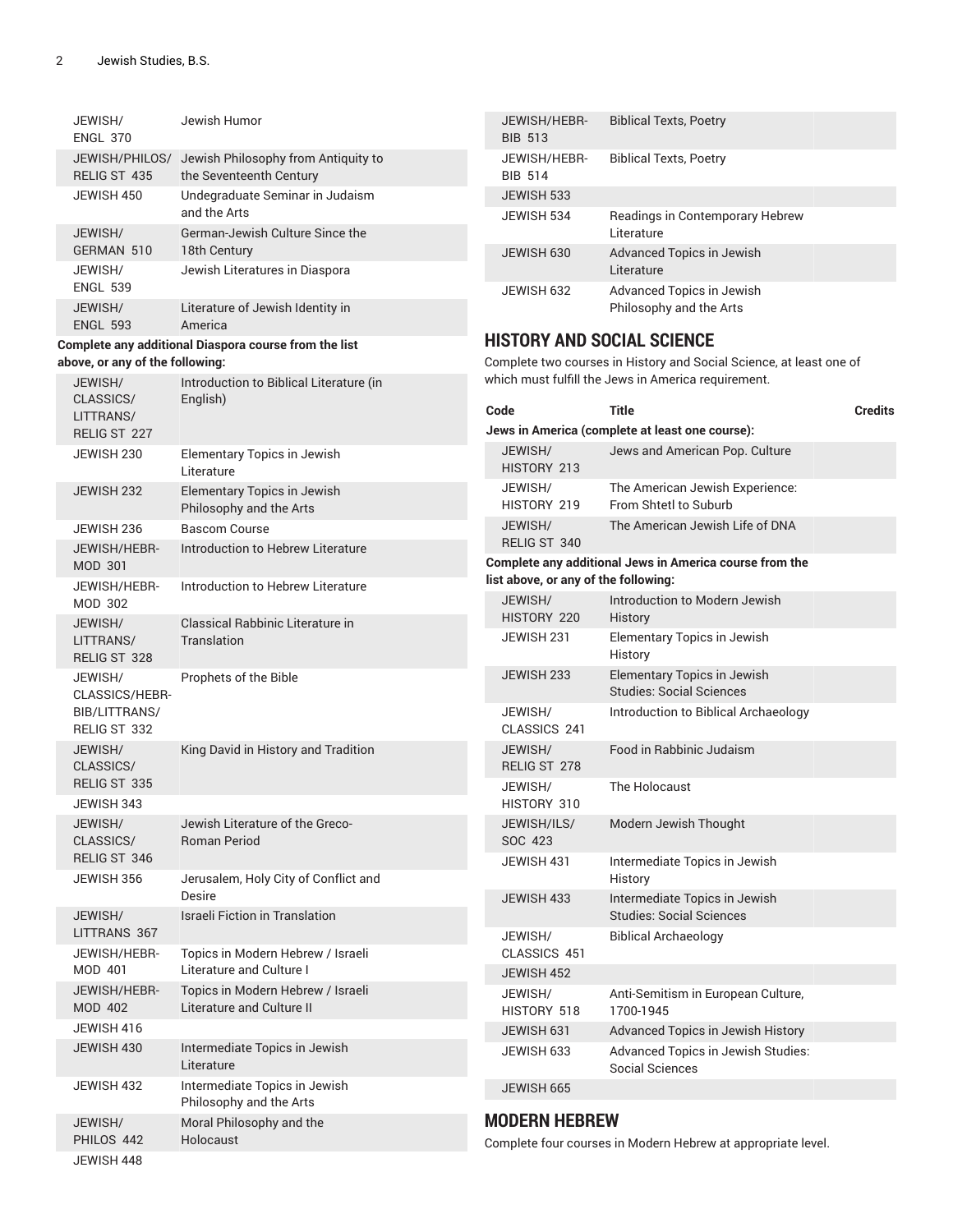| Code | Title | Credits |
|---|---|---|
| JEWISH/ ENGL 370 | Jewish Humor | |
| JEWISH/PHILOS/ RELIG ST 435 | Jewish Philosophy from Antiquity to the Seventeenth Century | |
| JEWISH 450 | Undegraduate Seminar in Judaism and the Arts | |
| JEWISH/ GERMAN 510 | German-Jewish Culture Since the 18th Century | |
| JEWISH/ ENGL 539 | Jewish Literatures in Diaspora | |
| JEWISH/ ENGL 593 | Literature of Jewish Identity in America | |
| **Complete any additional Diaspora course from the list above, or any of the following:** | | |
| JEWISH/ CLASSICS/ LITTRANS/ RELIG ST 227 | Introduction to Biblical Literature (in English) | |
| JEWISH 230 | Elementary Topics in Jewish Literature | |
| JEWISH 232 | Elementary Topics in Jewish Philosophy and the Arts | |
| JEWISH 236 | Bascom Course | |
| JEWISH/HEBR-MOD 301 | Introduction to Hebrew Literature | |
| JEWISH/HEBR-MOD 302 | Introduction to Hebrew Literature | |
| JEWISH/ LITTRANS/ RELIG ST 328 | Classical Rabbinic Literature in Translation | |
| JEWISH/ CLASSICS/HEBR-BIB/LITTRANS/ RELIG ST 332 | Prophets of the Bible | |
| JEWISH/ CLASSICS/ RELIG ST 335 | King David in History and Tradition | |
| JEWISH 343 | | |
| JEWISH/ CLASSICS/ RELIG ST 346 | Jewish Literature of the Greco-Roman Period | |
| JEWISH 356 | Jerusalem, Holy City of Conflict and Desire | |
| JEWISH/ LITTRANS 367 | Israeli Fiction in Translation | |
| JEWISH/HEBR-MOD 401 | Topics in Modern Hebrew / Israeli Literature and Culture I | |
| JEWISH/HEBR-MOD 402 | Topics in Modern Hebrew / Israeli Literature and Culture II | |
| JEWISH 416 | | |
| JEWISH 430 | Intermediate Topics in Jewish Literature | |
| JEWISH 432 | Intermediate Topics in Jewish Philosophy and the Arts | |
| JEWISH/ PHILOS 442 | Moral Philosophy and the Holocaust | |
| JEWISH 448 | | |
| JEWISH/HEBR-BIB 513 | Biblical Texts, Poetry | |
| JEWISH/HEBR-BIB 514 | Biblical Texts, Poetry | |
| JEWISH 533 | | |
| JEWISH 534 | Readings in Contemporary Hebrew Literature | |
| JEWISH 630 | Advanced Topics in Jewish Literature | |
| JEWISH 632 | Advanced Topics in Jewish Philosophy and the Arts | |

## HISTORY AND SOCIAL SCIENCE

Complete two courses in History and Social Science, at least one of which must fulfill the Jews in America requirement.

| Code | Title | Credits |
|---|---|---|
| **Jews in America (complete at least one course):** | | |
| JEWISH/ HISTORY 213 | Jews and American Pop. Culture | |
| JEWISH/ HISTORY 219 | The American Jewish Experience: From Shtetl to Suburb | |
| JEWISH/ RELIG ST 340 | The American Jewish Life of DNA | |
| **Complete any additional Jews in America course from the list above, or any of the following:** | | |
| JEWISH/ HISTORY 220 | Introduction to Modern Jewish History | |
| JEWISH 231 | Elementary Topics in Jewish History | |
| JEWISH 233 | Elementary Topics in Jewish Studies: Social Sciences | |
| JEWISH/ CLASSICS 241 | Introduction to Biblical Archaeology | |
| JEWISH/ RELIG ST 278 | Food in Rabbinic Judaism | |
| JEWISH/ HISTORY 310 | The Holocaust | |
| JEWISH/ILS/ SOC 423 | Modern Jewish Thought | |
| JEWISH 431 | Intermediate Topics in Jewish History | |
| JEWISH 433 | Intermediate Topics in Jewish Studies: Social Sciences | |
| JEWISH/ CLASSICS 451 | Biblical Archaeology | |
| JEWISH 452 | | |
| JEWISH/ HISTORY 518 | Anti-Semitism in European Culture, 1700-1945 | |
| JEWISH 631 | Advanced Topics in Jewish History | |
| JEWISH 633 | Advanced Topics in Jewish Studies: Social Sciences | |
| JEWISH 665 | | |

## MODERN HEBREW

Complete four courses in Modern Hebrew at appropriate level.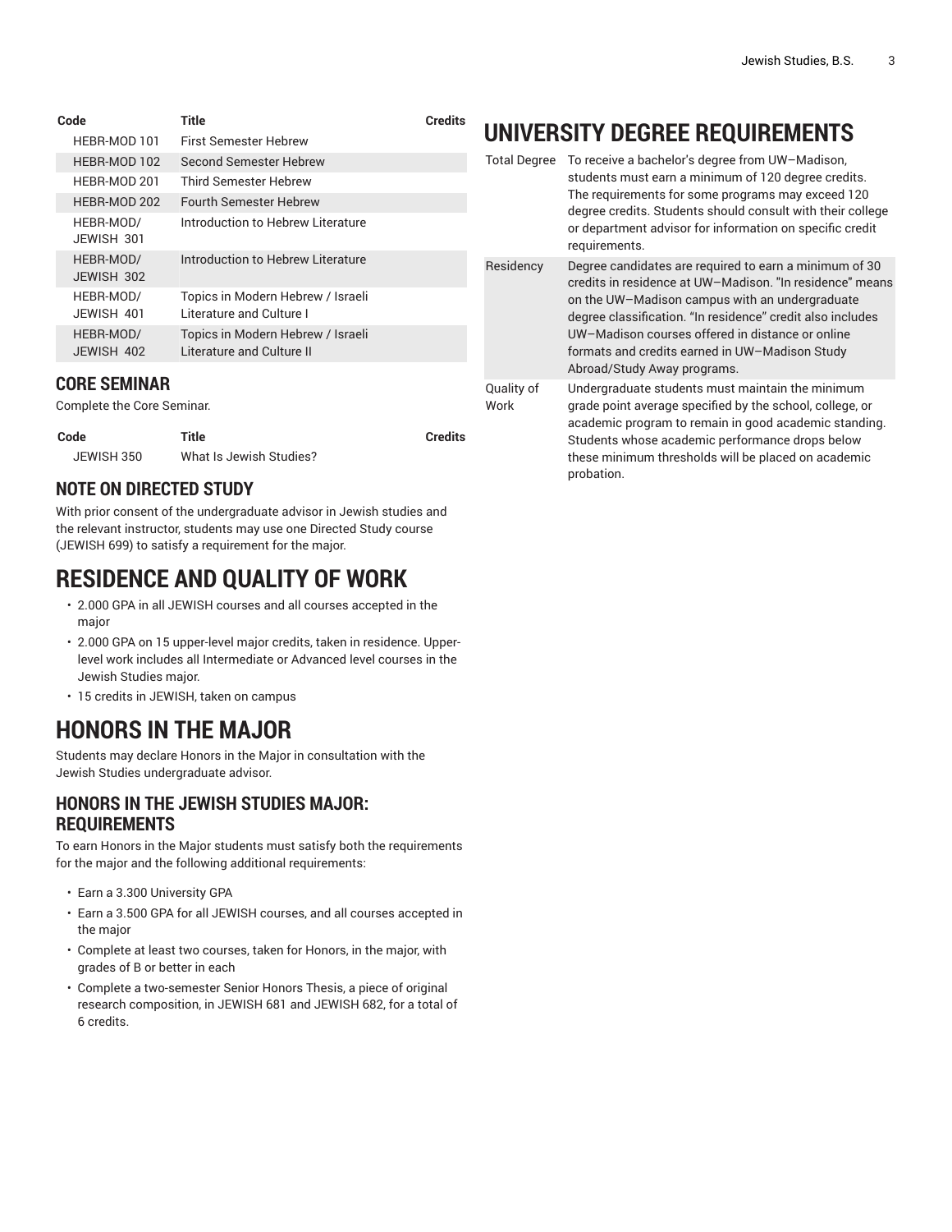| Code | Title | Credits |
| --- | --- | --- |
| HEBR-MOD 101 | First Semester Hebrew | |
| HEBR-MOD 102 | Second Semester Hebrew | |
| HEBR-MOD 201 | Third Semester Hebrew | |
| HEBR-MOD 202 | Fourth Semester Hebrew | |
| HEBR-MOD/ JEWISH 301 | Introduction to Hebrew Literature | |
| HEBR-MOD/ JEWISH 302 | Introduction to Hebrew Literature | |
| HEBR-MOD/ JEWISH 401 | Topics in Modern Hebrew / Israeli Literature and Culture I | |
| HEBR-MOD/ JEWISH 402 | Topics in Modern Hebrew / Israeli Literature and Culture II | |

### CORE SEMINAR

Complete the Core Seminar.

| Code | Title | Credits |
| --- | --- | --- |
| JEWISH 350 | What Is Jewish Studies? | |

### NOTE ON DIRECTED STUDY

With prior consent of the undergraduate advisor in Jewish studies and the relevant instructor, students may use one Directed Study course (JEWISH 699) to satisfy a requirement for the major.

# RESIDENCE AND QUALITY OF WORK

- 2.000 GPA in all JEWISH courses and all courses accepted in the major
- 2.000 GPA on 15 upper-level major credits, taken in residence. Upper-level work includes all Intermediate or Advanced level courses in the Jewish Studies major.
- 15 credits in JEWISH, taken on campus

# HONORS IN THE MAJOR

Students may declare Honors in the Major in consultation with the Jewish Studies undergraduate advisor.

### HONORS IN THE JEWISH STUDIES MAJOR: REQUIREMENTS

To earn Honors in the Major students must satisfy both the requirements for the major and the following additional requirements:

- Earn a 3.300 University GPA
- Earn a 3.500 GPA for all JEWISH courses, and all courses accepted in the major
- Complete at least two courses, taken for Honors, in the major, with grades of B or better in each
- Complete a two-semester Senior Honors Thesis, a piece of original research composition, in JEWISH 681 and JEWISH 682, for a total of 6 credits.

# UNIVERSITY DEGREE REQUIREMENTS

| | |
| --- | --- |
| Total Degree | To receive a bachelor's degree from UW–Madison, students must earn a minimum of 120 degree credits. The requirements for some programs may exceed 120 degree credits. Students should consult with their college or department advisor for information on specific credit requirements. |
| Residency | Degree candidates are required to earn a minimum of 30 credits in residence at UW–Madison. "In residence" means on the UW–Madison campus with an undergraduate degree classification. "In residence" credit also includes UW–Madison courses offered in distance or online formats and credits earned in UW–Madison Study Abroad/Study Away programs. |
| Quality of Work | Undergraduate students must maintain the minimum grade point average specified by the school, college, or academic program to remain in good academic standing. Students whose academic performance drops below these minimum thresholds will be placed on academic probation. |